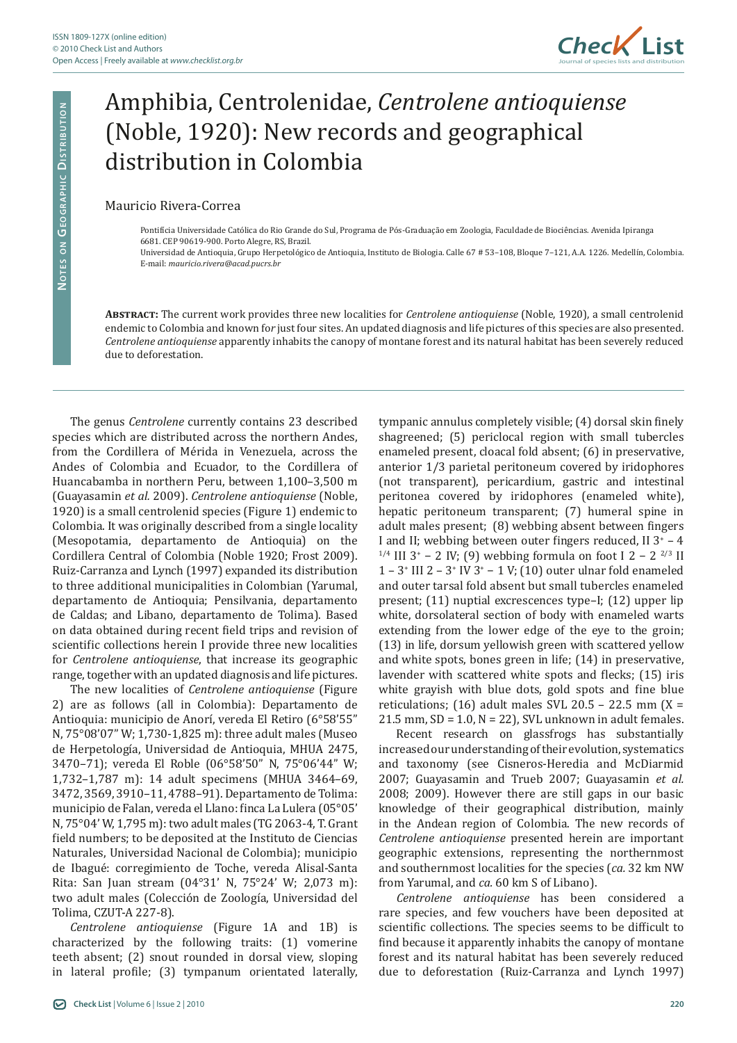# Amphibia, Centrolenidae, *Centrolene antioquiense* (Noble, 1920): New records and geographical distribution in Colombia

Mauricio Rivera-Correa

Pontificia Universidade Católica do Rio Grande do Sul, Programa de Pós-Graduação em Zoologia, Faculdade de Biociências. Avenida Ipiranga 6681. CEP 90619-900. Porto Alegre, RS, Brazil.
Universidad de Antioquia, Grupo Herpetológico de Antioquia, Instituto de Biología. Calle 67 # 53–108, Bloque 7–121, A.A. 1226. Medellín, Colombia.
E-mail: *mauricio.rivera@acad.pucrs.br*

**Abstract:** The current work provides three new localities for *Centrolene antioquiense* (Noble, 1920), a small centrolenid endemic to Colombia and known for just four sites. An updated diagnosis and life pictures of this species are also presented. *Centrolene antioquiense* apparently inhabits the canopy of montane forest and its natural habitat has been severely reduced due to deforestation.

The genus *Centrolene* currently contains 23 described species which are distributed across the northern Andes, from the Cordillera of Mérida in Venezuela, across the Andes of Colombia and Ecuador, to the Cordillera of Huancabamba in northern Peru, between 1,100–3,500 m (Guayasamin *et al.* 2009). *Centrolene antioquiense* (Noble, 1920) is a small centrolenid species (Figure 1) endemic to Colombia. It was originally described from a single locality (Mesopotamia, departamento de Antioquia) on the Cordillera Central of Colombia (Noble 1920; Frost 2009). Ruiz-Carranza and Lynch (1997) expanded its distribution to three additional municipalities in Colombian (Yarumal, departamento de Antioquia; Pensilvania, departamento de Caldas; and Libano, departamento de Tolima). Based on data obtained during recent field trips and revision of scientific collections herein I provide three new localities for *Centrolene antioquiense*, that increase its geographic range, together with an updated diagnosis and life pictures.

The new localities of *Centrolene antioquiense* (Figure 2) are as follows (all in Colombia): Departamento de Antioquia: municipio de Anorí, vereda El Retiro (6°58′55″ N, 75°08′07″ W; 1,730-1,825 m): three adult males (Museo de Herpetología, Universidad de Antioquia, MHUA 2475, 3470–71); vereda El Roble (06°58′50″ N, 75°06′44″ W; 1,732–1,787 m): 14 adult specimens (MHUA 3464–69, 3472, 3569, 3910–11, 4788–91). Departamento de Tolima: municipio de Falan, vereda el Llano: finca La Lulera (05°05′ N, 75°04′ W, 1,795 m): two adult males (TG 2063-4, T. Grant field numbers; to be deposited at the Instituto de Ciencias Naturales, Universidad Nacional de Colombia); municipio de Ibagué: corregimiento de Toche, vereda Alisal-Santa Rita: San Juan stream (04°31′ N, 75°24′ W; 2,073 m): two adult males (Colección de Zoología, Universidad del Tolima, CZUT-A 227-8).

*Centrolene antioquiense* (Figure 1A and 1B) is characterized by the following traits: (1) vomerine teeth absent; (2) snout rounded in dorsal view, sloping in lateral profile; (3) tympanum orientated laterally, tympanic annulus completely visible; (4) dorsal skin finely shagreened; (5) pericloacal region with small tubercles enameled present, cloacal fold absent; (6) in preservative, anterior 1/3 parietal peritoneum covered by iridophores (not transparent), pericardium, gastric and intestinal peritonea covered by iridophores (enameled white), hepatic peritoneum transparent; (7) humeral spine in adult males present; (8) webbing absent between fingers I and II; webbing between outer fingers reduced, II $3^{+}$ – $4^{1/4}$ III $3^{+}$ – 2 IV; (9) webbing formula on foot I 2 – $2^{2/3}$ II 1 – $3^{+}$ III 2 – $3^{+}$ IV $3^{+}$ – 1 V; (10) outer ulnar fold enameled and outer tarsal fold absent but small tubercles enameled present; (11) nuptial excrescences type–I; (12) upper lip white, dorsolateral section of body with enameled warts extending from the lower edge of the eye to the groin; (13) in life, dorsum yellowish green with scattered yellow and white spots, bones green in life; (14) in preservative, lavender with scattered white spots and flecks; (15) iris white grayish with blue dots, gold spots and fine blue reticulations; (16) adult males SVL 20.5 – 22.5 mm (X = 21.5 mm, SD = 1.0, N = 22), SVL unknown in adult females.

Recent research on glassfrogs has substantially increased our understanding of their evolution, systematics and taxonomy (see Cisneros-Heredia and McDiarmid 2007; Guayasamin and Trueb 2007; Guayasamin *et al.* 2008; 2009). However there are still gaps in our basic knowledge of their geographical distribution, mainly in the Andean region of Colombia. The new records of *Centrolene antioquiense* presented herein are important geographic extensions, representing the northernmost and southernmost localities for the species (*ca.* 32 km NW from Yarumal, and *ca.* 60 km S of Libano).

*Centrolene antioquiense* has been considered a rare species, and few vouchers have been deposited at scientific collections. The species seems to be difficult to find because it apparently inhabits the canopy of montane forest and its natural habitat has been severely reduced due to deforestation (Ruiz-Carranza and Lynch 1997)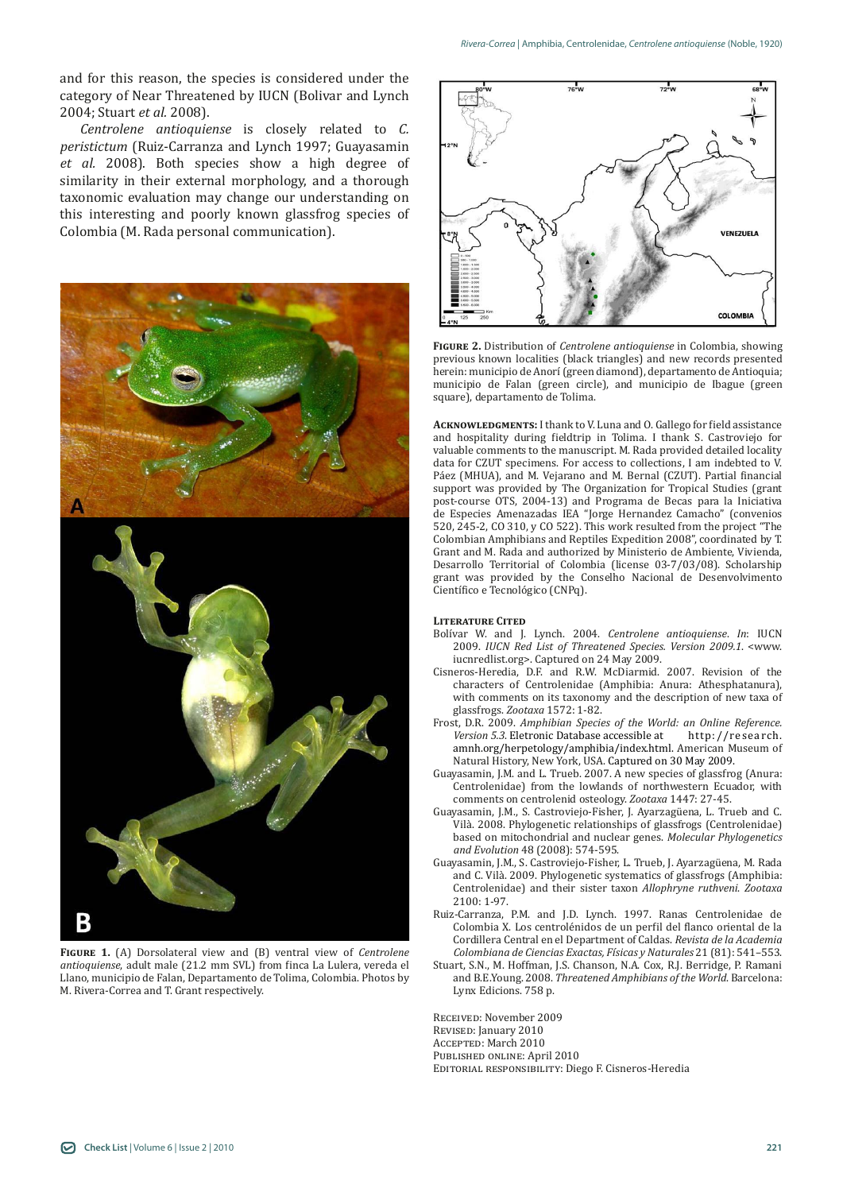and for this reason, the species is considered under the category of Near Threatened by IUCN (Bolivar and Lynch 2004; Stuart *et al.* 2008).

*Centrolene antioquiense* is closely related to *C. peristictum* (Ruiz-Carranza and Lynch 1997; Guayasamin *et al.* 2008). Both species show a high degree of similarity in their external morphology, and a thorough taxonomic evaluation may change our understanding on this interesting and poorly known glassfrog species of Colombia (M. Rada personal communication).

**Figure 1.** (A) Dorsolateral view and (B) ventral view of *Centrolene antioquiense*, adult male (21.2 mm SVL) from finca La Lulera, vereda el Llano, municipio de Falan, Departamento de Tolima, Colombia. Photos by M. Rivera-Correa and T. Grant respectively.

**Figure 2.** Distribution of *Centrolene antioquiense* in Colombia, showing previous known localities (black triangles) and new records presented herein: municipio de Anorí (green diamond), departamento de Antioquia; municipio de Falan (green circle), and municipio de Ibague (green square), departamento de Tolima.

**Acknowledgments:** I thank to V. Luna and O. Gallego for field assistance and hospitality during fieldtrip in Tolima. I thank S. Castroviejo for valuable comments to the manuscript. M. Rada provided detailed locality data for CZUT specimens. For access to collections, I am indebted to V. Páez (MHUA), and M. Vejarano and M. Bernal (CZUT). Partial financial support was provided by The Organization for Tropical Studies (grant post-course OTS, 2004-13) and Programa de Becas para la Iniciativa de Especies Amenazadas IEA "Jorge Hernandez Camacho" (convenios 520, 245-2, CO 310, y CO 522). This work resulted from the project "The Colombian Amphibians and Reptiles Expedition 2008", coordinated by T. Grant and M. Rada and authorized by Ministerio de Ambiente, Vivienda, Desarrollo Territorial of Colombia (license 03-7/03/08). Scholarship grant was provided by the Conselho Nacional de Desenvolvimento Científico e Tecnológico (CNPq).

## Literature Cited

Bolívar W. and J. Lynch. 2004. *Centrolene antioquiense*. *In*: IUCN 2009. *IUCN Red List of Threatened Species. Version 2009.1*. <www.iucnredlist.org>. Captured on 24 May 2009.

Cisneros-Heredia, D.F. and R.W. McDiarmid. 2007. Revision of the characters of Centrolenidae (Amphibia: Anura: Athesphatanura), with comments on its taxonomy and the description of new taxa of glassfrogs. *Zootaxa* 1572: 1-82.

Frost, D.R. 2009. *Amphibian Species of the World: an Online Reference. Version 5.3*. Eletronic Database accessible at http://research.amnh.org/herpetology/amphibia/index.html. American Museum of Natural History, New York, USA. Captured on 30 May 2009.

Guayasamin, J.M. and L. Trueb. 2007. A new species of glassfrog (Anura: Centrolenidae) from the lowlands of northwestern Ecuador, with comments on centrolenid osteology. *Zootaxa* 1447: 27-45.

Guayasamin, J.M., S. Castroviejo-Fisher, J. Ayarzagüena, L. Trueb and C. Vilà. 2008. Phylogenetic relationships of glassfrogs (Centrolenidae) based on mitochondrial and nuclear genes. *Molecular Phylogenetics and Evolution* 48 (2008): 574-595.

Guayasamin, J.M., S. Castroviejo-Fisher, L. Trueb, J. Ayarzagüena, M. Rada and C. Vilà. 2009. Phylogenetic systematics of glassfrogs (Amphibia: Centrolenidae) and their sister taxon *Allophryne ruthveni*. *Zootaxa* 2100: 1-97.

Ruiz-Carranza, P.M. and J.D. Lynch. 1997. Ranas Centrolenidae de Colombia X. Los centrolénidos de un perfil del flanco oriental de la Cordillera Central en el Department of Caldas. *Revista de la Academia Colombiana de Ciencias Exactas, Físicas y Naturales* 21 (81): 541–553.

Stuart, S.N., M. Hoffman, J.S. Chanson, N.A. Cox, R.J. Berridge, P. Ramani and B.E.Young. 2008. *Threatened Amphibians of the World*. Barcelona: Lynx Edicions. 758 p.

Received: November 2009
Revised: January 2010
Accepted: March 2010
Published online: April 2010
Editorial responsibility: Diego F. Cisneros-Heredia